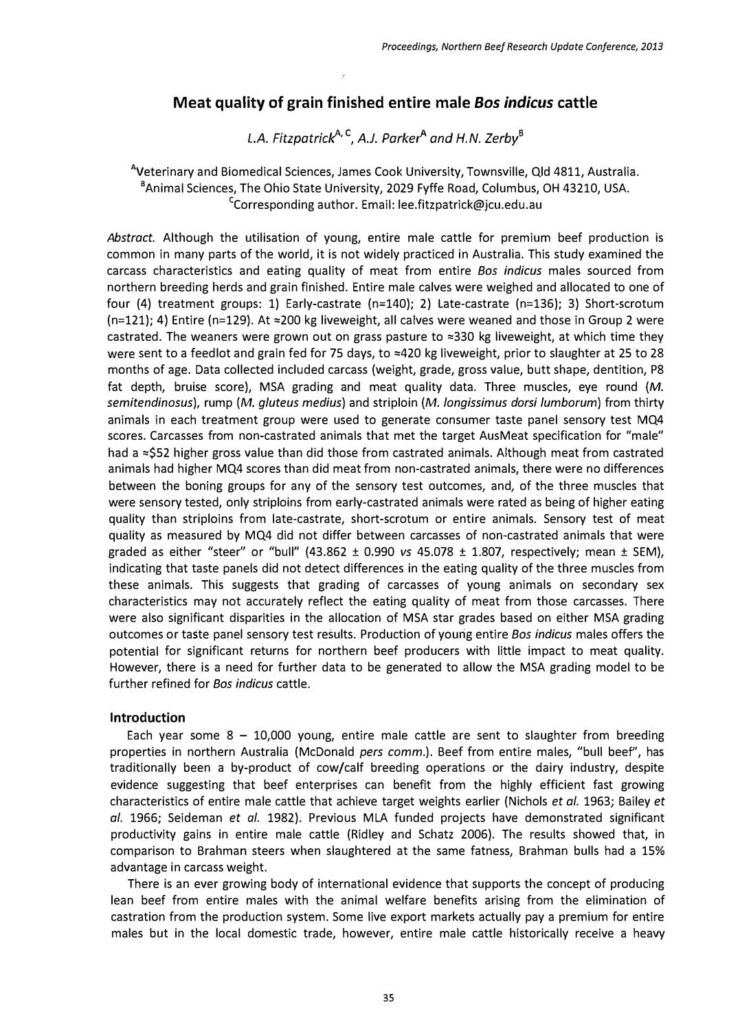# Meat quality of grain finished entire male *Bos indicus* cattle

*L.A. Fitzpatrick*[A, C], *A.J. Parker*[A] *and H.N. Zerby*[B]

[A]Veterinary and Biomedical Sciences, James Cook University, Townsville, Qld 4811, Australia.
[B]Animal Sciences, The Ohio State University, 2029 Fyffe Road, Columbus, OH 43210, USA.
[C]Corresponding author. Email: lee.fitzpatrick@jcu.edu.au

*Abstract.* Although the utilisation of young, entire male cattle for premium beef production is common in many parts of the world, it is not widely practiced in Australia. This study examined the carcass characteristics and eating quality of meat from entire *Bos indicus* males sourced from northern breeding herds and grain finished. Entire male calves were weighed and allocated to one of four (4) treatment groups: 1) Early-castrate (n=140); 2) Late-castrate (n=136); 3) Short-scrotum (n=121); 4) Entire (n=129). At ≈200 kg liveweight, all calves were weaned and those in Group 2 were castrated. The weaners were grown out on grass pasture to ≈330 kg liveweight, at which time they were sent to a feedlot and grain fed for 75 days, to ≈420 kg liveweight, prior to slaughter at 25 to 28 months of age. Data collected included carcass (weight, grade, gross value, butt shape, dentition, P8 fat depth, bruise score), MSA grading and meat quality data. Three muscles, eye round (*M. semitendinosus*), rump (*M. gluteus medius*) and striploin (*M. longissimus dorsi lumborum*) from thirty animals in each treatment group were used to generate consumer taste panel sensory test MQ4 scores. Carcasses from non-castrated animals that met the target AusMeat specification for "male" had a ≈$52 higher gross value than did those from castrated animals. Although meat from castrated animals had higher MQ4 scores than did meat from non-castrated animals, there were no differences between the boning groups for any of the sensory test outcomes, and, of the three muscles that were sensory tested, only striploins from early-castrated animals were rated as being of higher eating quality than striploins from late-castrate, short-scrotum or entire animals. Sensory test of meat quality as measured by MQ4 did not differ between carcasses of non-castrated animals that were graded as either "steer" or "bull" (43.862 ± 0.990 *vs* 45.078 ± 1.807, respectively; mean ± SEM), indicating that taste panels did not detect differences in the eating quality of the three muscles from these animals. This suggests that grading of carcasses of young animals on secondary sex characteristics may not accurately reflect the eating quality of meat from those carcasses. There were also significant disparities in the allocation of MSA star grades based on either MSA grading outcomes or taste panel sensory test results. Production of young entire *Bos indicus* males offers the potential for significant returns for northern beef producers with little impact to meat quality. However, there is a need for further data to be generated to allow the MSA grading model to be further refined for *Bos indicus* cattle.

## Introduction

Each year some 8 – 10,000 young, entire male cattle are sent to slaughter from breeding properties in northern Australia (McDonald *pers comm.*). Beef from entire males, "bull beef", has traditionally been a by-product of cow/calf breeding operations or the dairy industry, despite evidence suggesting that beef enterprises can benefit from the highly efficient fast growing characteristics of entire male cattle that achieve target weights earlier (Nichols *et al.* 1963; Bailey *et al.* 1966; Seideman *et al.* 1982). Previous MLA funded projects have demonstrated significant productivity gains in entire male cattle (Ridley and Schatz 2006). The results showed that, in comparison to Brahman steers when slaughtered at the same fatness, Brahman bulls had a 15% advantage in carcass weight.

There is an ever growing body of international evidence that supports the concept of producing lean beef from entire males with the animal welfare benefits arising from the elimination of castration from the production system. Some live export markets actually pay a premium for entire males but in the local domestic trade, however, entire male cattle historically receive a heavy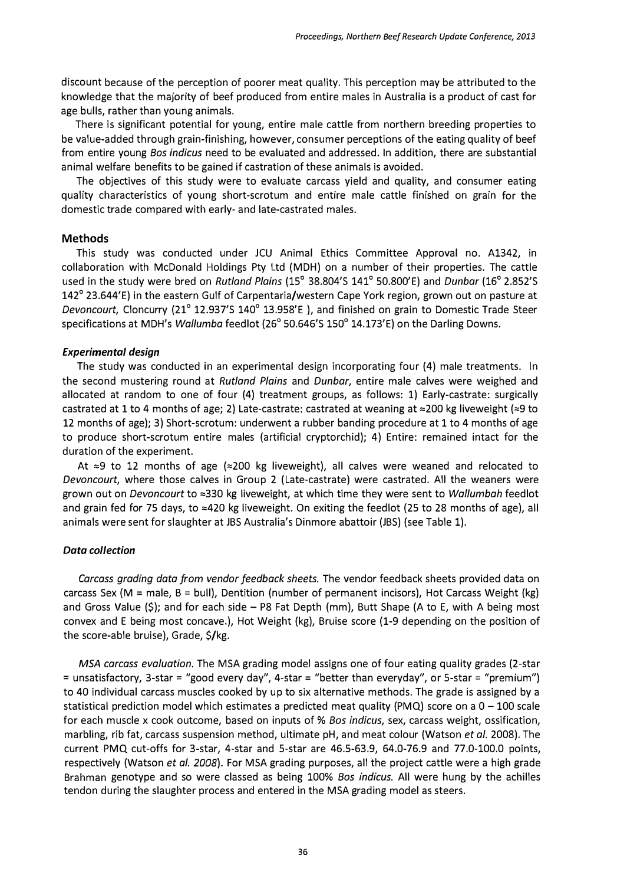discount because of the perception of poorer meat quality. This perception may be attributed to the knowledge that the majority of beef produced from entire males in Australia is a product of cast for age bulls, rather than young animals.

There is significant potential for young, entire male cattle from northern breeding properties to be value-added through grain-finishing, however, consumer perceptions of the eating quality of beef from entire young *Bos indicus* need to be evaluated and addressed. In addition, there are substantial animal welfare benefits to be gained if castration of these animals is avoided.

The objectives of this study were to evaluate carcass yield and quality, and consumer eating quality characteristics of young short-scrotum and entire male cattle finished on grain for the domestic trade compared with early- and late-castrated males.

## Methods

This study was conducted under JCU Animal Ethics Committee Approval no. A1342, in collaboration with McDonald Holdings Pty Ltd (MDH) on a number of their properties. The cattle used in the study were bred on *Rutland Plains* (15° 38.804'S 141° 50.800'E) and *Dunbar* (16° 2.852'S 142° 23.644'E) in the eastern Gulf of Carpentaria/western Cape York region, grown out on pasture at *Devoncourt*, Cloncurry (21° 12.937'S 140° 13.958'E ), and finished on grain to Domestic Trade Steer specifications at MDH's *Wallumba* feedlot (26° 50.646'S 150° 14.173'E) on the Darling Downs.

### *Experimental design*

The study was conducted in an experimental design incorporating four (4) male treatments. In the second mustering round at *Rutland Plains* and *Dunbar*, entire male calves were weighed and allocated at random to one of four (4) treatment groups, as follows: 1) Early-castrate: surgically castrated at 1 to 4 months of age; 2) Late-castrate: castrated at weaning at ≈200 kg liveweight (≈9 to 12 months of age); 3) Short-scrotum: underwent a rubber banding procedure at 1 to 4 months of age to produce short-scrotum entire males (artificial cryptorchid); 4) Entire: remained intact for the duration of the experiment.

At ≈9 to 12 months of age (≈200 kg liveweight), all calves were weaned and relocated to *Devoncourt*, where those calves in Group 2 (Late-castrate) were castrated. All the weaners were grown out on *Devoncourt* to ≈330 kg liveweight, at which time they were sent to *Wallumbah* feedlot and grain fed for 75 days, to ≈420 kg liveweight. On exiting the feedlot (25 to 28 months of age), all animals were sent for slaughter at JBS Australia's Dinmore abattoir (JBS) (see Table 1).

### *Data collection*

*Carcass grading data from vendor feedback sheets.* The vendor feedback sheets provided data on carcass Sex (M = male, B = bull), Dentition (number of permanent incisors), Hot Carcass Weight (kg) and Gross Value ($); and for each side – P8 Fat Depth (mm), Butt Shape (A to E, with A being most convex and E being most concave.), Hot Weight (kg), Bruise score (1-9 depending on the position of the score-able bruise), Grade, $/kg.

*MSA carcass evaluation.* The MSA grading model assigns one of four eating quality grades (2-star = unsatisfactory, 3-star = "good every day", 4-star = "better than everyday", or 5-star = "premium") to 40 individual carcass muscles cooked by up to six alternative methods. The grade is assigned by a statistical prediction model which estimates a predicted meat quality (PMQ) score on a 0 – 100 scale for each muscle x cook outcome, based on inputs of % *Bos indicus*, sex, carcass weight, ossification, marbling, rib fat, carcass suspension method, ultimate pH, and meat colour (Watson *et al.* 2008). The current PMQ cut-offs for 3-star, 4-star and 5-star are 46.5-63.9, 64.0-76.9 and 77.0-100.0 points, respectively (Watson *et al. 2008*). For MSA grading purposes, all the project cattle were a high grade Brahman genotype and so were classed as being 100% *Bos indicus*. All were hung by the achilles tendon during the slaughter process and entered in the MSA grading model as steers.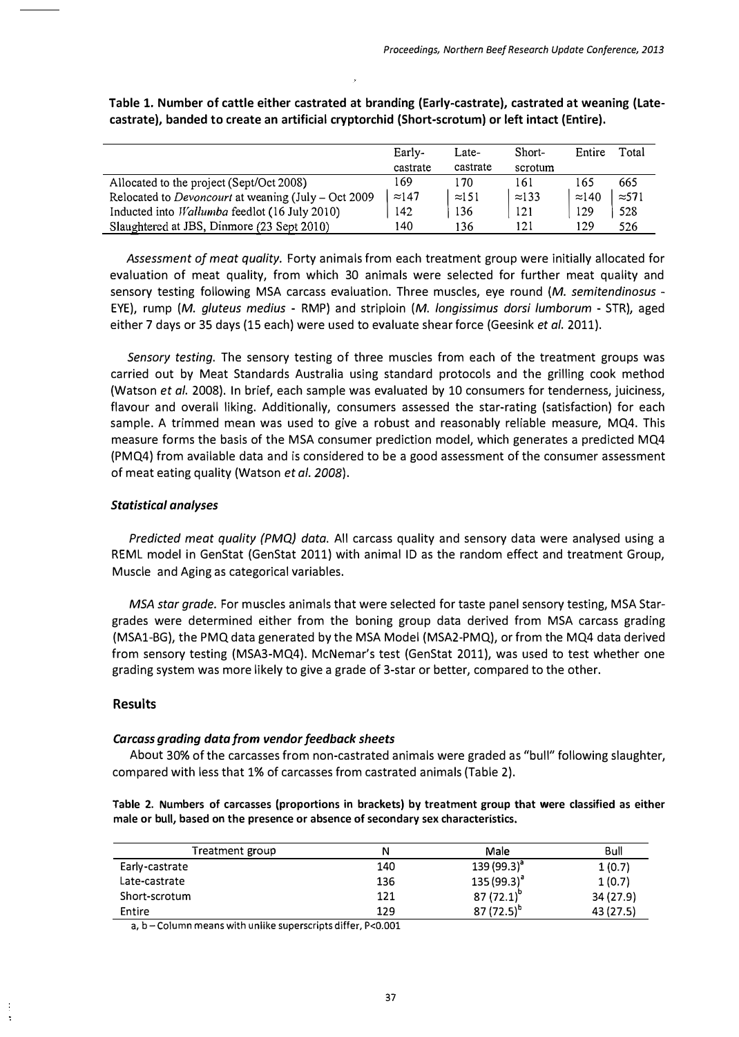**Table 1. Number of cattle either castrated at branding (Early-castrate), castrated at weaning (Late-castrate), banded to create an artificial cryptorchid (Short-scrotum) or left intact (Entire).**

| | Early-castrate | Late-castrate | Short-scrotum | Entire | Total |
|---|---|---|---|---|---|
| Allocated to the project (Sept/Oct 2008) | 169 | 170 | 161 | 165 | 665 |
| Relocated to *Devoncourt* at weaning (July – Oct 2009 | ≈147 | ≈151 | ≈133 | ≈140 | ≈571 |
| Inducted into *Wallumba* feedlot (16 July 2010) | 142 | 136 | 121 | 129 | 528 |
| Slaughtered at JBS, Dinmore (23 Sept 2010) | 140 | 136 | 121 | 129 | 526 |

*Assessment of meat quality.* Forty animals from each treatment group were initially allocated for evaluation of meat quality, from which 30 animals were selected for further meat quality and sensory testing following MSA carcass evaluation. Three muscles, eye round (*M. semitendinosus* - EYE), rump (*M. gluteus medius* - RMP) and striploin (*M. longissimus dorsi lumborum* - STR), aged either 7 days or 35 days (15 each) were used to evaluate shear force (Geesink *et al.* 2011).

*Sensory testing.* The sensory testing of three muscles from each of the treatment groups was carried out by Meat Standards Australia using standard protocols and the grilling cook method (Watson *et al.* 2008). In brief, each sample was evaluated by 10 consumers for tenderness, juiciness, flavour and overall liking. Additionally, consumers assessed the star-rating (satisfaction) for each sample. A trimmed mean was used to give a robust and reasonably reliable measure, MQ4. This measure forms the basis of the MSA consumer prediction model, which generates a predicted MQ4 (PMQ4) from available data and is considered to be a good assessment of the consumer assessment of meat eating quality (Watson *et al. 2008*).

### *Statistical analyses*

*Predicted meat quality (PMQ) data.* All carcass quality and sensory data were analysed using a REML model in GenStat (GenStat 2011) with animal ID as the random effect and treatment Group, Muscle and Aging as categorical variables.

*MSA star grade.* For muscles animals that were selected for taste panel sensory testing, MSA Star-grades were determined either from the boning group data derived from MSA carcass grading (MSA1-BG), the PMQ data generated by the MSA Model (MSA2-PMQ), or from the MQ4 data derived from sensory testing (MSA3-MQ4). McNemar's test (GenStat 2011), was used to test whether one grading system was more likely to give a grade of 3-star or better, compared to the other.

## Results

### *Carcass grading data from vendor feedback sheets*

About 30% of the carcasses from non-castrated animals were graded as "bull" following slaughter, compared with less that 1% of carcasses from castrated animals (Table 2).

**Table 2. Numbers of carcasses (proportions in brackets) by treatment group that were classified as either male or bull, based on the presence or absence of secondary sex characteristics.**

| Treatment group | N | Male | Bull |
|---|---|---|---|
| Early-castrate | 140 | 139 (99.3)[a] | 1 (0.7) |
| Late-castrate | 136 | 135 (99.3)[a] | 1 (0.7) |
| Short-scrotum | 121 | 87 (72.1)[b] | 34 (27.9) |
| Entire | 129 | 87 (72.5)[b] | 43 (27.5) |

a, b – Column means with unlike superscripts differ, $P<0.001$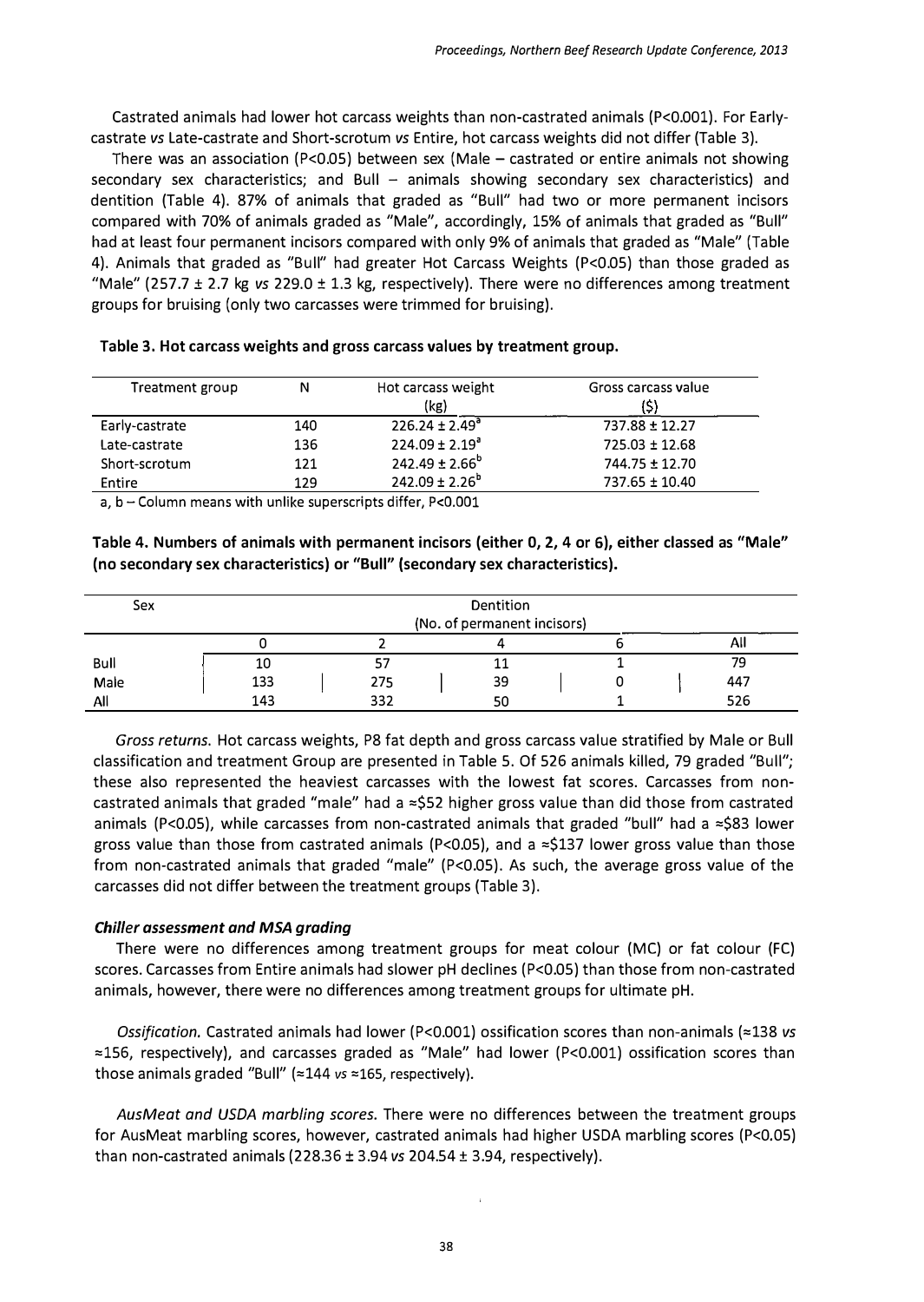Castrated animals had lower hot carcass weights than non-castrated animals (P<0.001). For Early-castrate *vs* Late-castrate and Short-scrotum *vs* Entire, hot carcass weights did not differ (Table 3).

There was an association (P<0.05) between sex (Male – castrated or entire animals not showing secondary sex characteristics; and Bull – animals showing secondary sex characteristics) and dentition (Table 4). 87% of animals that graded as "Bull" had two or more permanent incisors compared with 70% of animals graded as "Male", accordingly, 15% of animals that graded as "Bull" had at least four permanent incisors compared with only 9% of animals that graded as "Male" (Table 4). Animals that graded as "Bull" had greater Hot Carcass Weights (P<0.05) than those graded as "Male" (257.7 ± 2.7 kg *vs* 229.0 ± 1.3 kg, respectively). There were no differences among treatment groups for bruising (only two carcasses were trimmed for bruising).

**Table 3. Hot carcass weights and gross carcass values by treatment group.**

| Treatment group | N | Hot carcass weight (kg) | Gross carcass value ($) |
|---|---|---|---|
| Early-castrate | 140 | 226.24 ± 2.49[a] | 737.88 ± 12.27 |
| Late-castrate | 136 | 224.09 ± 2.19[a] | 725.03 ± 12.68 |
| Short-scrotum | 121 | 242.49 ± 2.66[b] | 744.75 ± 12.70 |
| Entire | 129 | 242.09 ± 2.26[b] | 737.65 ± 10.40 |

a, b – Column means with unlike superscripts differ, P<0.001

**Table 4. Numbers of animals with permanent incisors (either 0, 2, 4 or 6), either classed as "Male" (no secondary sex characteristics) or "Bull" (secondary sex characteristics).**

| Sex | Dentition (No. of permanent incisors) | | | | |
|---|---|---|---|---|---|
| | 0 | 2 | 4 | 6 | All |
| Bull | 10 | 57 | 11 | 1 | 79 |
| Male | 133 | 275 | 39 | 0 | 447 |
| All | 143 | 332 | 50 | 1 | 526 |

*Gross returns.* Hot carcass weights, P8 fat depth and gross carcass value stratified by Male or Bull classification and treatment Group are presented in Table 5. Of 526 animals killed, 79 graded "Bull"; these also represented the heaviest carcasses with the lowest fat scores. Carcasses from non-castrated animals that graded "male" had a ≈$52 higher gross value than did those from castrated animals (P<0.05), while carcasses from non-castrated animals that graded "bull" had a ≈$83 lower gross value than those from castrated animals (P<0.05), and a ≈$137 lower gross value than those from non-castrated animals that graded "male" (P<0.05). As such, the average gross value of the carcasses did not differ between the treatment groups (Table 3).

### *Chiller assessment and MSA grading*

There were no differences among treatment groups for meat colour (MC) or fat colour (FC) scores. Carcasses from Entire animals had slower pH declines (P<0.05) than those from non-castrated animals, however, there were no differences among treatment groups for ultimate pH.

*Ossification.* Castrated animals had lower (P<0.001) ossification scores than non-animals (≈138 *vs* ≈156, respectively), and carcasses graded as "Male" had lower (P<0.001) ossification scores than those animals graded "Bull" (≈144 *vs* ≈165, respectively).

*AusMeat and USDA marbling scores.* There were no differences between the treatment groups for AusMeat marbling scores, however, castrated animals had higher USDA marbling scores (P<0.05) than non-castrated animals (228.36 ± 3.94 *vs* 204.54 ± 3.94, respectively).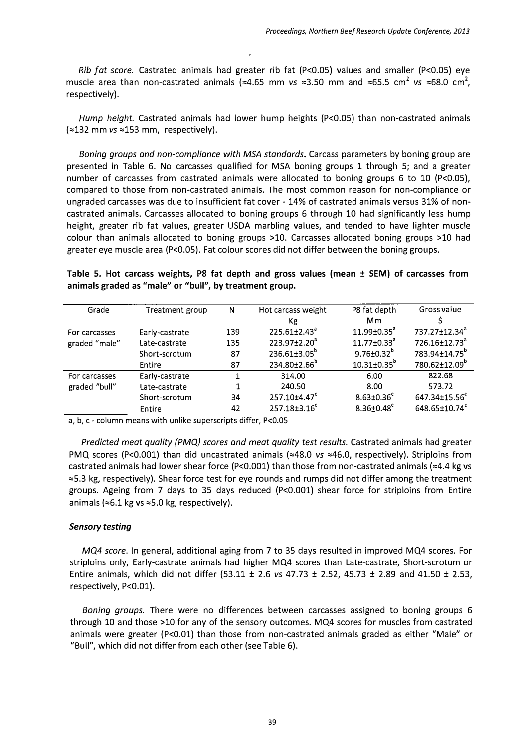*Rib fat score.* Castrated animals had greater rib fat ($P<0.05$) values and smaller ($P<0.05$) eye muscle area than non-castrated animals (≈4.65 mm *vs* ≈3.50 mm and ≈65.5 cm$^2$ *vs* ≈68.0 cm$^2$, respectively).

*Hump height.* Castrated animals had lower hump heights ($P<0.05$) than non-castrated animals (≈132 mm *vs* ≈153 mm, respectively).

*Boning groups and non-compliance with MSA standards*. Carcass parameters by boning group are presented in Table 6. No carcasses qualified for MSA boning groups 1 through 5; and a greater number of carcasses from castrated animals were allocated to boning groups 6 to 10 ($P<0.05$), compared to those from non-castrated animals. The most common reason for non-compliance or ungraded carcasses was due to insufficient fat cover - 14% of castrated animals versus 31% of non-castrated animals. Carcasses allocated to boning groups 6 through 10 had significantly less hump height, greater rib fat values, greater USDA marbling values, and tended to have lighter muscle colour than animals allocated to boning groups >10. Carcasses allocated boning groups >10 had greater eye muscle area ($P<0.05$). Fat colour scores did not differ between the boning groups.

**Table 5. Hot carcass weights, P8 fat depth and gross values (mean ± SEM) of carcasses from animals graded as "male" or "bull", by treatment group.**

| Grade | Treatment group | N | Hot carcass weight Kg | P8 fat depth Mm | Gross value $ |
|---|---|---|---|---|---|
| For carcasses graded "male" | Early-castrate | 139 | 225.61±2.43[a] | 11.99±0.35[a] | 737.27±12.34[a] |
| | Late-castrate | 135 | 223.97±2.20[a] | 11.77±0.33[a] | 726.16±12.73[a] |
| | Short-scrotum | 87 | 236.61±3.05[b] | 9.76±0.32[b] | 783.94±14.75[b] |
| | Entire | 87 | 234.80±2.66[b] | 10.31±0.35[b] | 780.62±12.09[b] |
| For carcasses graded "bull" | Early-castrate | 1 | 314.00 | 6.00 | 822.68 |
| | Late-castrate | 1 | 240.50 | 8.00 | 573.72 |
| | Short-scrotum | 34 | 257.10±4.47[c] | 8.63±0.36[c] | 647.34±15.56[c] |
| | Entire | 42 | 257.18±3.16[c] | 8.36±0.48[c] | 648.65±10.74[c] |

a, b, c - column means with unlike superscripts differ, $P<0.05$

*Predicted meat quality (PMQ) scores and meat quality test results.* Castrated animals had greater PMQ scores ($P<0.001$) than did uncastrated animals (≈48.0 *vs* ≈46.0, respectively). Striploins from castrated animals had lower shear force ($P<0.001$) than those from non-castrated animals (≈4.4 kg vs ≈5.3 kg, respectively). Shear force test for eye rounds and rumps did not differ among the treatment groups. Ageing from 7 days to 35 days reduced ($P<0.001$) shear force for striploins from Entire animals (≈6.1 kg vs ≈5.0 kg, respectively).

### *Sensory testing*

*MQ4 score.* In general, additional aging from 7 to 35 days resulted in improved MQ4 scores. For striploins only, Early-castrate animals had higher MQ4 scores than Late-castrate, Short-scrotum or Entire animals, which did not differ (53.11 ± 2.6 *vs* 47.73 ± 2.52, 45.73 ± 2.89 and 41.50 ± 2.53, respectively, $P<0.01$).

*Boning groups.* There were no differences between carcasses assigned to boning groups 6 through 10 and those >10 for any of the sensory outcomes. MQ4 scores for muscles from castrated animals were greater ($P<0.01$) than those from non-castrated animals graded as either "Male" or "Bull", which did not differ from each other (see Table 6).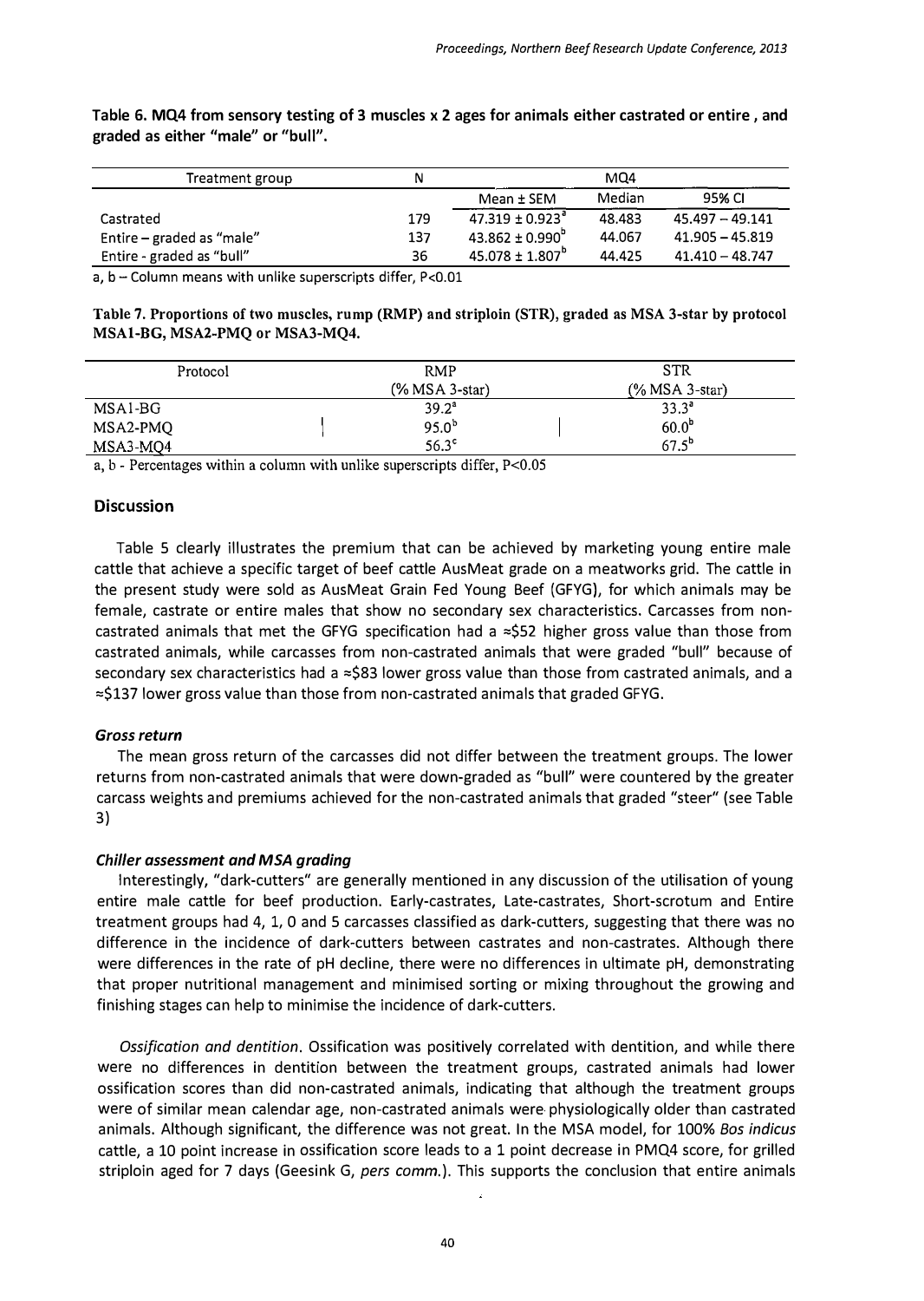**Table 6. MQ4 from sensory testing of 3 muscles x 2 ages for animals either castrated or entire , and graded as either "male" or "bull".**

| Treatment group | N | MQ4 | | |
|---|---|---|---|---|
| | | Mean ± SEM | Median | 95% CI |
| Castrated | 179 | $47.319 \pm 0.923^a$ | 48.483 | 45.497 – 49.141 |
| Entire – graded as "male" | 137 | $43.862 \pm 0.990^b$ | 44.067 | 41.905 – 45.819 |
| Entire - graded as "bull" | 36 | $45.078 \pm 1.807^b$ | 44.425 | 41.410 – 48.747 |

a, b – Column means with unlike superscripts differ, P<0.01

**Table 7. Proportions of two muscles, rump (RMP) and striploin (STR), graded as MSA 3-star by protocol MSA1-BG, MSA2-PMQ or MSA3-MQ4.**

| Protocol | RMP (% MSA 3-star) | STR (% MSA 3-star) |
|---|---|---|
| MSA1-BG | $39.2^a$ | $33.3^a$ |
| MSA2-PMQ | $95.0^b$ | $60.0^b$ |
| MSA3-MQ4 | $56.3^c$ | $67.5^b$ |

a, b - Percentages within a column with unlike superscripts differ, P<0.05

## Discussion

Table 5 clearly illustrates the premium that can be achieved by marketing young entire male cattle that achieve a specific target of beef cattle AusMeat grade on a meatworks grid. The cattle in the present study were sold as AusMeat Grain Fed Young Beef (GFYG), for which animals may be female, castrate or entire males that show no secondary sex characteristics. Carcasses from non-castrated animals that met the GFYG specification had a ≈$52 higher gross value than those from castrated animals, while carcasses from non-castrated animals that were graded "bull" because of secondary sex characteristics had a ≈$83 lower gross value than those from castrated animals, and a ≈$137 lower gross value than those from non-castrated animals that graded GFYG.

### *Gross return*

The mean gross return of the carcasses did not differ between the treatment groups. The lower returns from non-castrated animals that were down-graded as "bull" were countered by the greater carcass weights and premiums achieved for the non-castrated animals that graded "steer" (see Table 3)

### *Chiller assessment and MSA grading*

Interestingly, "dark-cutters" are generally mentioned in any discussion of the utilisation of young entire male cattle for beef production. Early-castrates, Late-castrates, Short-scrotum and Entire treatment groups had 4, 1, 0 and 5 carcasses classified as dark-cutters, suggesting that there was no difference in the incidence of dark-cutters between castrates and non-castrates. Although there were differences in the rate of pH decline, there were no differences in ultimate pH, demonstrating that proper nutritional management and minimised sorting or mixing throughout the growing and finishing stages can help to minimise the incidence of dark-cutters.

*Ossification and dentition*. Ossification was positively correlated with dentition, and while there were no differences in dentition between the treatment groups, castrated animals had lower ossification scores than did non-castrated animals, indicating that although the treatment groups were of similar mean calendar age, non-castrated animals were physiologically older than castrated animals. Although significant, the difference was not great. In the MSA model, for 100% *Bos indicus* cattle, a 10 point increase in ossification score leads to a 1 point decrease in PMQ4 score, for grilled striploin aged for 7 days (Geesink G, *pers comm.*). This supports the conclusion that entire animals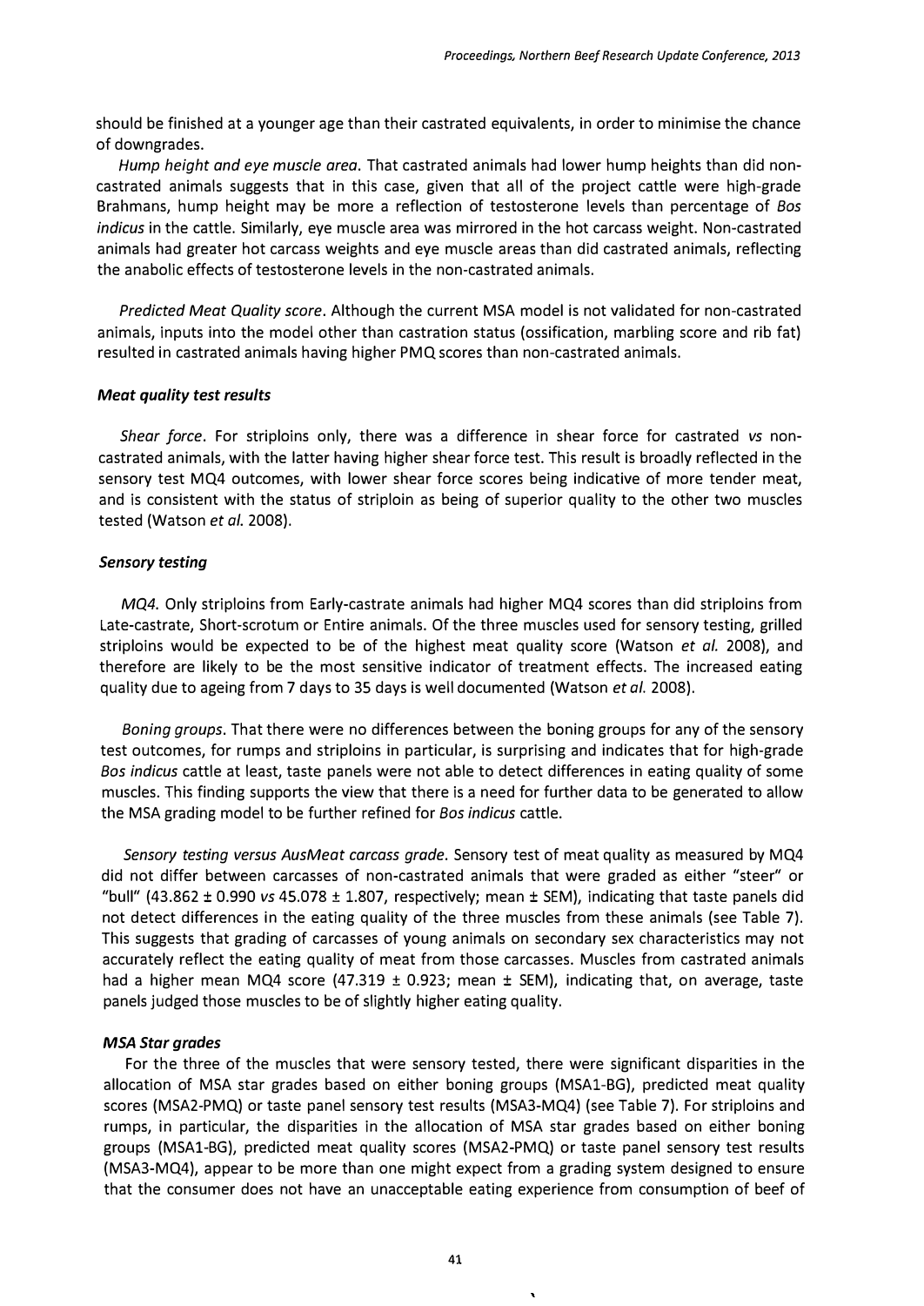should be finished at a younger age than their castrated equivalents, in order to minimise the chance of downgrades.

*Hump height and eye muscle area*. That castrated animals had lower hump heights than did non-castrated animals suggests that in this case, given that all of the project cattle were high-grade Brahmans, hump height may be more a reflection of testosterone levels than percentage of *Bos indicus* in the cattle. Similarly, eye muscle area was mirrored in the hot carcass weight. Non-castrated animals had greater hot carcass weights and eye muscle areas than did castrated animals, reflecting the anabolic effects of testosterone levels in the non-castrated animals.

*Predicted Meat Quality score*. Although the current MSA model is not validated for non-castrated animals, inputs into the model other than castration status (ossification, marbling score and rib fat) resulted in castrated animals having higher PMQ scores than non-castrated animals.

### *Meat quality test results*

*Shear force*. For striploins only, there was a difference in shear force for castrated *vs* non-castrated animals, with the latter having higher shear force test. This result is broadly reflected in the sensory test MQ4 outcomes, with lower shear force scores being indicative of more tender meat, and is consistent with the status of striploin as being of superior quality to the other two muscles tested (Watson *et al.* 2008).

### *Sensory testing*

*MQ4*. Only striploins from Early-castrate animals had higher MQ4 scores than did striploins from Late-castrate, Short-scrotum or Entire animals. Of the three muscles used for sensory testing, grilled striploins would be expected to be of the highest meat quality score (Watson *et al.* 2008), and therefore are likely to be the most sensitive indicator of treatment effects. The increased eating quality due to ageing from 7 days to 35 days is well documented (Watson *et al.* 2008).

*Boning groups*. That there were no differences between the boning groups for any of the sensory test outcomes, for rumps and striploins in particular, is surprising and indicates that for high-grade *Bos indicus* cattle at least, taste panels were not able to detect differences in eating quality of some muscles. This finding supports the view that there is a need for further data to be generated to allow the MSA grading model to be further refined for *Bos indicus* cattle.

*Sensory testing versus AusMeat carcass grade*. Sensory test of meat quality as measured by MQ4 did not differ between carcasses of non-castrated animals that were graded as either "steer" or "bull" (43.862 ± 0.990 *vs* 45.078 ± 1.807, respectively; mean ± SEM), indicating that taste panels did not detect differences in the eating quality of the three muscles from these animals (see Table 7). This suggests that grading of carcasses of young animals on secondary sex characteristics may not accurately reflect the eating quality of meat from those carcasses. Muscles from castrated animals had a higher mean MQ4 score (47.319 ± 0.923; mean ± SEM), indicating that, on average, taste panels judged those muscles to be of slightly higher eating quality.

### *MSA Star grades*

For the three of the muscles that were sensory tested, there were significant disparities in the allocation of MSA star grades based on either boning groups (MSA1-BG), predicted meat quality scores (MSA2-PMQ) or taste panel sensory test results (MSA3-MQ4) (see Table 7). For striploins and rumps, in particular, the disparities in the allocation of MSA star grades based on either boning groups (MSA1-BG), predicted meat quality scores (MSA2-PMQ) or taste panel sensory test results (MSA3-MQ4), appear to be more than one might expect from a grading system designed to ensure that the consumer does not have an unacceptable eating experience from consumption of beef of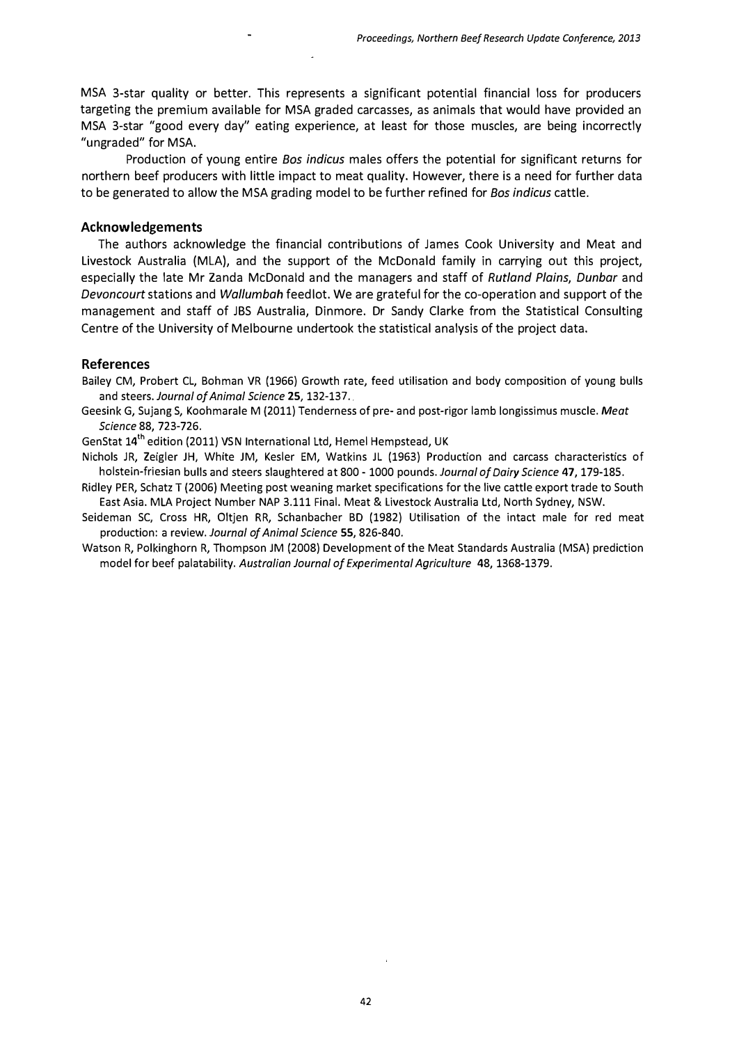MSA 3-star quality or better. This represents a significant potential financial loss for producers targeting the premium available for MSA graded carcasses, as animals that would have provided an MSA 3-star "good every day" eating experience, at least for those muscles, are being incorrectly "ungraded" for MSA.

Production of young entire *Bos indicus* males offers the potential for significant returns for northern beef producers with little impact to meat quality. However, there is a need for further data to be generated to allow the MSA grading model to be further refined for *Bos indicus* cattle.

## Acknowledgements

The authors acknowledge the financial contributions of James Cook University and Meat and Livestock Australia (MLA), and the support of the McDonald family in carrying out this project, especially the late Mr Zanda McDonald and the managers and staff of *Rutland Plains*, *Dunbar* and *Devoncourt* stations and *Wallumbah* feedlot. We are grateful for the co-operation and support of the management and staff of JBS Australia, Dinmore. Dr Sandy Clarke from the Statistical Consulting Centre of the University of Melbourne undertook the statistical analysis of the project data.

## References

Bailey CM, Probert CL, Bohman VR (1966) Growth rate, feed utilisation and body composition of young bulls and steers. *Journal of Animal Science* **25**, 132-137.

Geesink G, Sujang S, Koohmarale M (2011) Tenderness of pre- and post-rigor lamb longissimus muscle. *Meat Science* 88, 723-726.

GenStat 14th edition (2011) VSN International Ltd, Hemel Hempstead, UK

Nichols JR, Zeigler JH, White JM, Kesler EM, Watkins JL (1963) Production and carcass characteristics of holstein-friesian bulls and steers slaughtered at 800 - 1000 pounds. *Journal of Dairy Science* **47**, 179-185.

Ridley PER, Schatz T (2006) Meeting post weaning market specifications for the live cattle export trade to South East Asia. MLA Project Number NAP 3.111 Final. Meat & Livestock Australia Ltd, North Sydney, NSW.

Seideman SC, Cross HR, Oltjen RR, Schanbacher BD (1982) Utilisation of the intact male for red meat production: a review. *Journal of Animal Science* **55**, 826-840.

Watson R, Polkinghorn R, Thompson JM (2008) Development of the Meat Standards Australia (MSA) prediction model for beef palatability. *Australian Journal of Experimental Agriculture* **48**, 1368-1379.